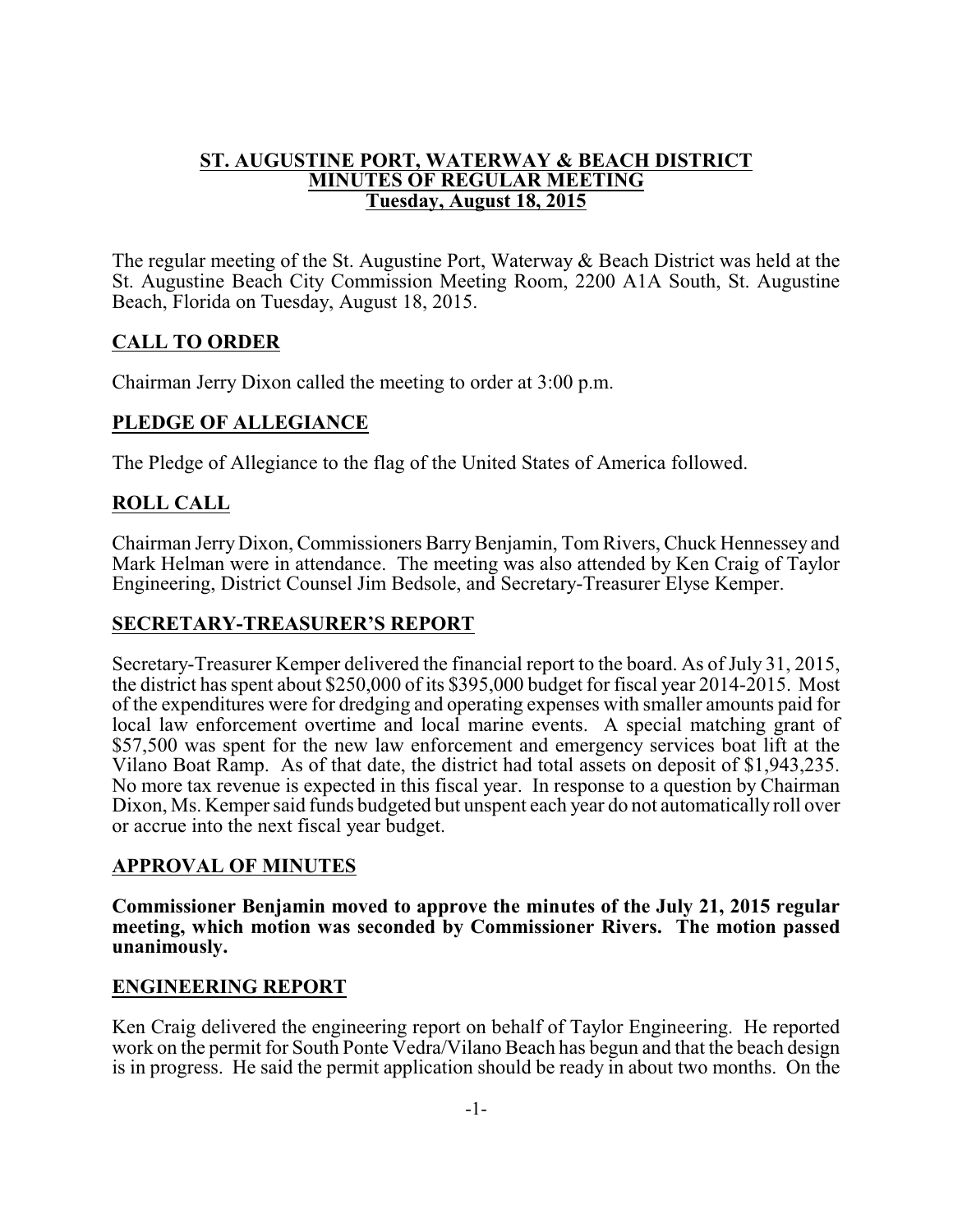# ST. AUGUSTINE PORT, WATERWAY & BEACH DISTRICT
# MINUTES OF REGULAR MEETING
# Tuesday, August 18, 2015

The regular meeting of the St. Augustine Port, Waterway & Beach District was held at the St. Augustine Beach City Commission Meeting Room, 2200 A1A South, St. Augustine Beach, Florida on Tuesday, August 18, 2015.

## CALL TO ORDER

Chairman Jerry Dixon called the meeting to order at 3:00 p.m.

## PLEDGE OF ALLEGIANCE

The Pledge of Allegiance to the flag of the United States of America followed.

## ROLL CALL

Chairman Jerry Dixon, Commissioners Barry Benjamin, Tom Rivers, Chuck Hennessey and Mark Helman were in attendance. The meeting was also attended by Ken Craig of Taylor Engineering, District Counsel Jim Bedsole, and Secretary-Treasurer Elyse Kemper.

## SECRETARY-TREASURER'S REPORT

Secretary-Treasurer Kemper delivered the financial report to the board. As of July 31, 2015, the district has spent about $250,000 of its $395,000 budget for fiscal year 2014-2015. Most of the expenditures were for dredging and operating expenses with smaller amounts paid for local law enforcement overtime and local marine events. A special matching grant of $57,500 was spent for the new law enforcement and emergency services boat lift at the Vilano Boat Ramp. As of that date, the district had total assets on deposit of $1,943,235. No more tax revenue is expected in this fiscal year. In response to a question by Chairman Dixon, Ms. Kemper said funds budgeted but unspent each year do not automatically roll over or accrue into the next fiscal year budget.

## APPROVAL OF MINUTES

**Commissioner Benjamin moved to approve the minutes of the July 21, 2015 regular meeting, which motion was seconded by Commissioner Rivers. The motion passed unanimously.**

## ENGINEERING REPORT

Ken Craig delivered the engineering report on behalf of Taylor Engineering. He reported work on the permit for South Ponte Vedra/Vilano Beach has begun and that the beach design is in progress. He said the permit application should be ready in about two months. On the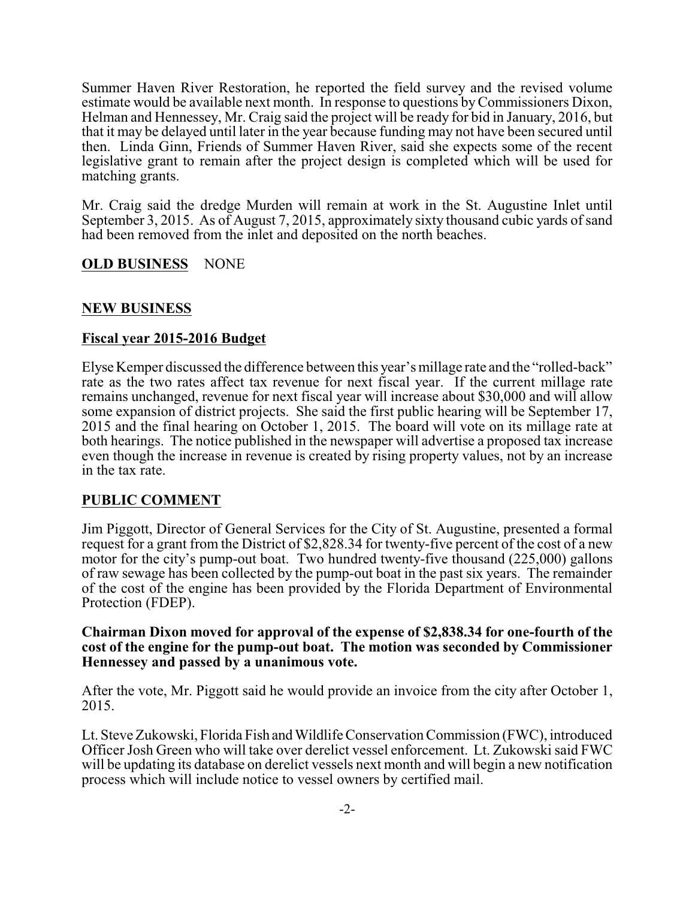Summer Haven River Restoration, he reported the field survey and the revised volume estimate would be available next month. In response to questions by Commissioners Dixon, Helman and Hennessey, Mr. Craig said the project will be ready for bid in January, 2016, but that it may be delayed until later in the year because funding may not have been secured until then. Linda Ginn, Friends of Summer Haven River, said she expects some of the recent legislative grant to remain after the project design is completed which will be used for matching grants.

Mr. Craig said the dredge Murden will remain at work in the St. Augustine Inlet until September 3, 2015. As of August 7, 2015, approximately sixty thousand cubic yards of sand had been removed from the inlet and deposited on the north beaches.

**OLD BUSINESS** NONE

## NEW BUSINESS

### Fiscal year 2015-2016 Budget

Elyse Kemper discussed the difference between this year's millage rate and the "rolled-back" rate as the two rates affect tax revenue for next fiscal year. If the current millage rate remains unchanged, revenue for next fiscal year will increase about $30,000 and will allow some expansion of district projects. She said the first public hearing will be September 17, 2015 and the final hearing on October 1, 2015. The board will vote on its millage rate at both hearings. The notice published in the newspaper will advertise a proposed tax increase even though the increase in revenue is created by rising property values, not by an increase in the tax rate.

## PUBLIC COMMENT

Jim Piggott, Director of General Services for the City of St. Augustine, presented a formal request for a grant from the District of $2,828.34 for twenty-five percent of the cost of a new motor for the city's pump-out boat. Two hundred twenty-five thousand (225,000) gallons of raw sewage has been collected by the pump-out boat in the past six years. The remainder of the cost of the engine has been provided by the Florida Department of Environmental Protection (FDEP).

**Chairman Dixon moved for approval of the expense of $2,838.34 for one-fourth of the cost of the engine for the pump-out boat. The motion was seconded by Commissioner Hennessey and passed by a unanimous vote.**

After the vote, Mr. Piggott said he would provide an invoice from the city after October 1, 2015.

Lt. Steve Zukowski, Florida Fish and Wildlife Conservation Commission (FWC), introduced Officer Josh Green who will take over derelict vessel enforcement. Lt. Zukowski said FWC will be updating its database on derelict vessels next month and will begin a new notification process which will include notice to vessel owners by certified mail.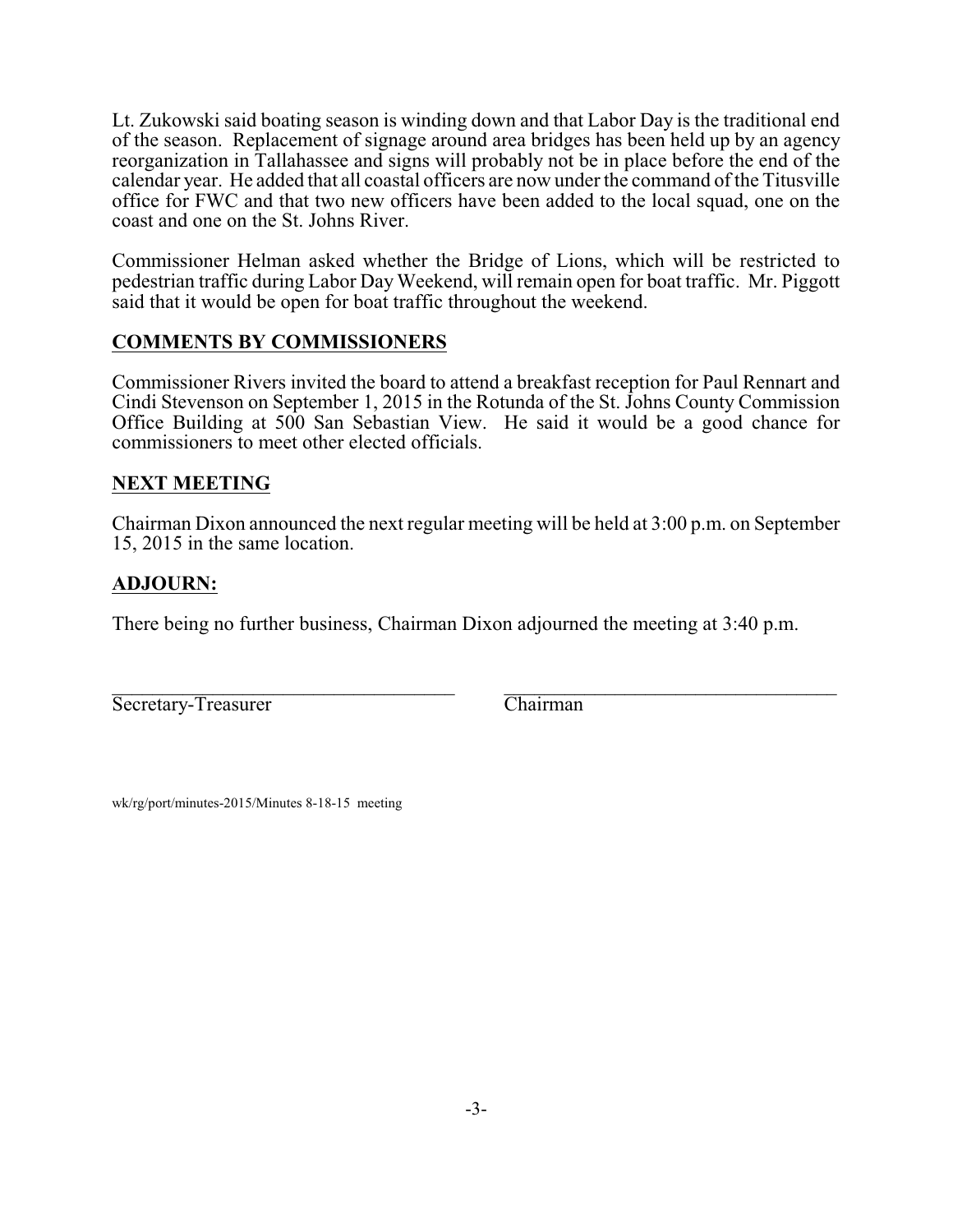Lt. Zukowski said boating season is winding down and that Labor Day is the traditional end of the season. Replacement of signage around area bridges has been held up by an agency reorganization in Tallahassee and signs will probably not be in place before the end of the calendar year. He added that all coastal officers are now under the command of the Titusville office for FWC and that two new officers have been added to the local squad, one on the coast and one on the St. Johns River.

Commissioner Helman asked whether the Bridge of Lions, which will be restricted to pedestrian traffic during Labor Day Weekend, will remain open for boat traffic. Mr. Piggott said that it would be open for boat traffic throughout the weekend.

## COMMENTS BY COMMISSIONERS

Commissioner Rivers invited the board to attend a breakfast reception for Paul Rennart and Cindi Stevenson on September 1, 2015 in the Rotunda of the St. Johns County Commission Office Building at 500 San Sebastian View. He said it would be a good chance for commissioners to meet other elected officials.

## NEXT MEETING

Chairman Dixon announced the next regular meeting will be held at 3:00 p.m. on September 15, 2015 in the same location.

## ADJOURN:

There being no further business, Chairman Dixon adjourned the meeting at 3:40 p.m.

\_\_\_\_\_\_\_\_\_\_\_\_\_\_\_\_\_\_\_\_\_\_\_\_\_\_\_\_\_\_\_\_\_\_\_\_ \_\_\_\_\_\_\_\_\_\_\_\_\_\_\_\_\_\_\_\_\_\_\_\_\_\_\_\_\_\_\_\_\_\_\_\_

Secretary-Treasurer Chairman

wk/rg/port/minutes-2015/Minutes 8-18-15 meeting